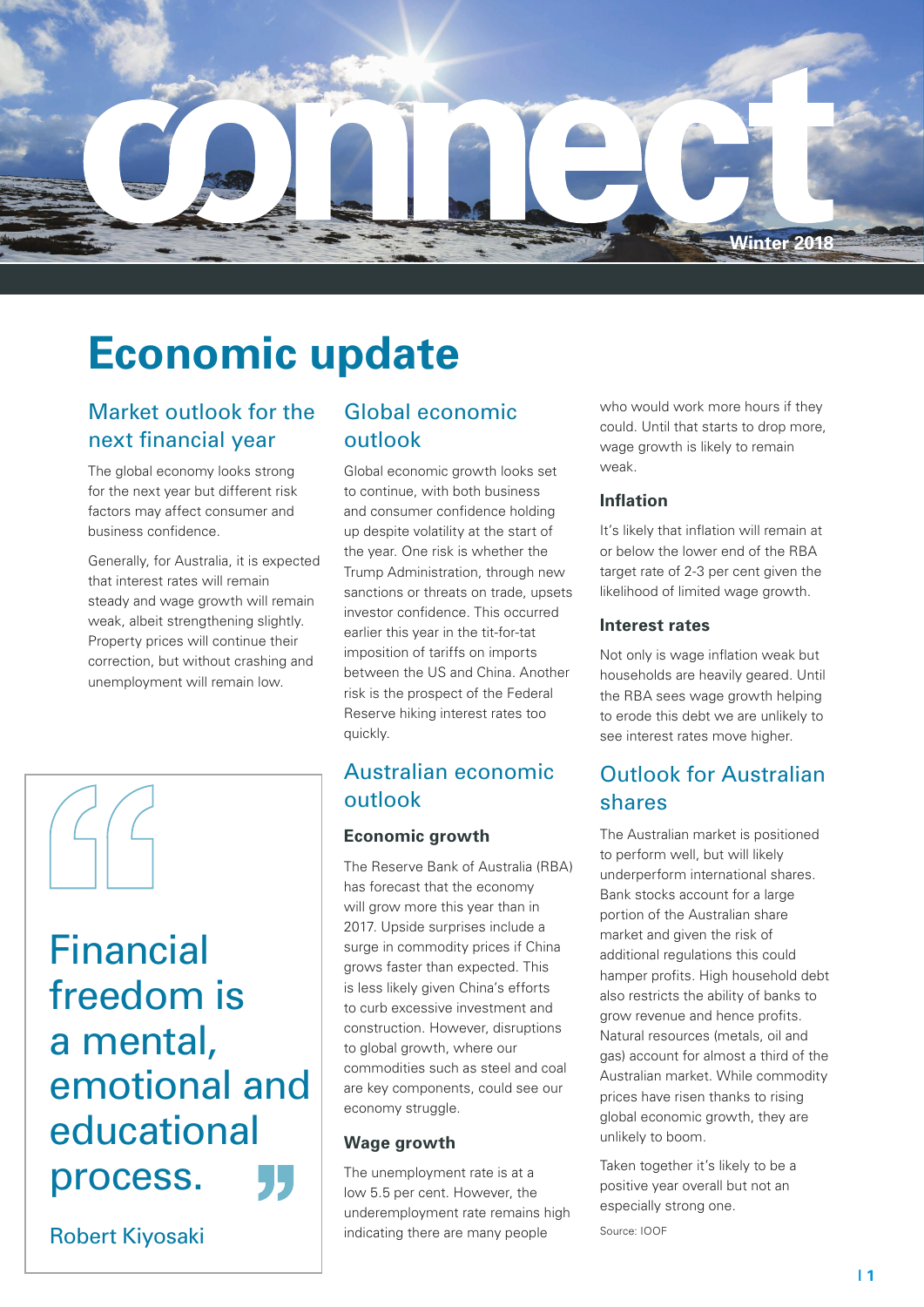# connect

Winter 2018

# Economic update

## Market outlook for the next financial year

The global economy looks strong for the next year but different risk factors may affect consumer and business confidence.

Generally, for Australia, it is expected that interest rates will remain steady and wage growth will remain weak, albeit strengthening slightly. Property prices will continue their correction, but without crashing and unemployment will remain low.

> Financial freedom is a mental, emotional and educational process.
>
> Robert Kiyosaki

## Global economic outlook

Global economic growth looks set to continue, with both business and consumer confidence holding up despite volatility at the start of the year. One risk is whether the Trump Administration, through new sanctions or threats on trade, upsets investor confidence. This occurred earlier this year in the tit-for-tat imposition of tariffs on imports between the US and China. Another risk is the prospect of the Federal Reserve hiking interest rates too quickly.

## Australian economic outlook

### Economic growth

The Reserve Bank of Australia (RBA) has forecast that the economy will grow more this year than in 2017. Upside surprises include a surge in commodity prices if China grows faster than expected. This is less likely given China's efforts to curb excessive investment and construction. However, disruptions to global growth, where our commodities such as steel and coal are key components, could see our economy struggle.

### Wage growth

The unemployment rate is at a low 5.5 per cent. However, the underemployment rate remains high indicating there are many people who would work more hours if they could. Until that starts to drop more, wage growth is likely to remain weak.

### Inflation

It's likely that inflation will remain at or below the lower end of the RBA target rate of 2-3 per cent given the likelihood of limited wage growth.

### Interest rates

Not only is wage inflation weak but households are heavily geared. Until the RBA sees wage growth helping to erode this debt we are unlikely to see interest rates move higher.

## Outlook for Australian shares

The Australian market is positioned to perform well, but will likely underperform international shares. Bank stocks account for a large portion of the Australian share market and given the risk of additional regulations this could hamper profits. High household debt also restricts the ability of banks to grow revenue and hence profits. Natural resources (metals, oil and gas) account for almost a third of the Australian market. While commodity prices have risen thanks to rising global economic growth, they are unlikely to boom.

Taken together it's likely to be a positive year overall but not an especially strong one.

Source: IOOF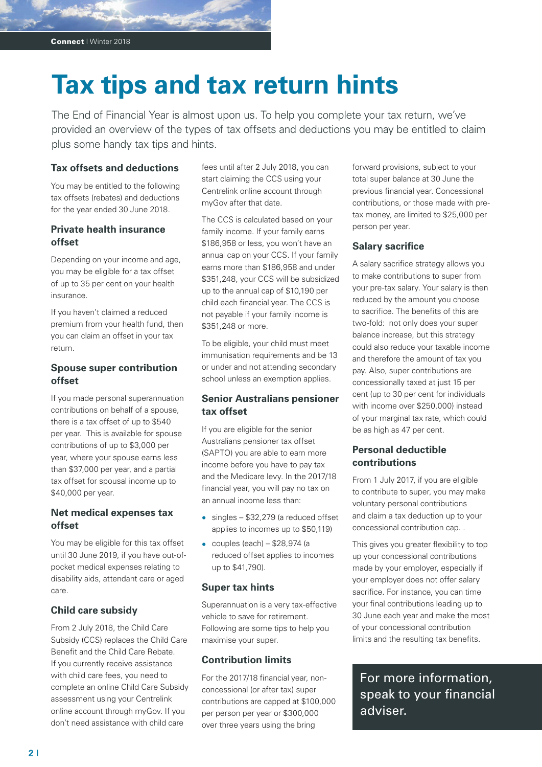# Tax tips and tax return hints

The End of Financial Year is almost upon us. To help you complete your tax return, we've provided an overview of the types of tax offsets and deductions you may be entitled to claim plus some handy tax tips and hints.

## Tax offsets and deductions

You may be entitled to the following tax offsets (rebates) and deductions for the year ended 30 June 2018.

### Private health insurance offset

Depending on your income and age, you may be eligible for a tax offset of up to 35 per cent on your health insurance.

If you haven't claimed a reduced premium from your health fund, then you can claim an offset in your tax return.

### Spouse super contribution offset

If you made personal superannuation contributions on behalf of a spouse, there is a tax offset of up to $540 per year. This is available for spouse contributions of up to $3,000 per year, where your spouse earns less than $37,000 per year, and a partial tax offset for spousal income up to $40,000 per year.

### Net medical expenses tax offset

You may be eligible for this tax offset until 30 June 2019, if you have out-of-pocket medical expenses relating to disability aids, attendant care or aged care.

### Child care subsidy

From 2 July 2018, the Child Care Subsidy (CCS) replaces the Child Care Benefit and the Child Care Rebate. If you currently receive assistance with child care fees, you need to complete an online Child Care Subsidy assessment using your Centrelink online account through myGov. If you don't need assistance with child care fees until after 2 July 2018, you can start claiming the CCS using your Centrelink online account through myGov after that date.

The CCS is calculated based on your family income. If your family earns $186,958 or less, you won't have an annual cap on your CCS. If your family earns more than $186,958 and under $351,248, your CCS will be subsidized up to the annual cap of $10,190 per child each financial year. The CCS is not payable if your family income is $351,248 or more.

To be eligible, your child must meet immunisation requirements and be 13 or under and not attending secondary school unless an exemption applies.

### Senior Australians pensioner tax offset

If you are eligible for the senior Australians pensioner tax offset (SAPTO) you are able to earn more income before you have to pay tax and the Medicare levy. In the 2017/18 financial year, you will pay no tax on an annual income less than:

- singles – $32,279 (a reduced offset applies to incomes up to $50,119)
- couples (each) – $28,974 (a reduced offset applies to incomes up to $41,790).

## Super tax hints

Superannuation is a very tax-effective vehicle to save for retirement. Following are some tips to help you maximise your super.

### Contribution limits

For the 2017/18 financial year, non-concessional (or after tax) super contributions are capped at $100,000 per person per year or $300,000 over three years using the bring forward provisions, subject to your total super balance at 30 June the previous financial year. Concessional contributions, or those made with pre-tax money, are limited to $25,000 per person per year.

### Salary sacrifice

A salary sacrifice strategy allows you to make contributions to super from your pre-tax salary. Your salary is then reduced by the amount you choose to sacrifice. The benefits of this are two-fold: not only does your super balance increase, but this strategy could also reduce your taxable income and therefore the amount of tax you pay. Also, super contributions are concessionally taxed at just 15 per cent (up to 30 per cent for individuals with income over $250,000) instead of your marginal tax rate, which could be as high as 47 per cent.

### Personal deductible contributions

From 1 July 2017, if you are eligible to contribute to super, you may make voluntary personal contributions and claim a tax deduction up to your concessional contribution cap. .

This gives you greater flexibility to top up your concessional contributions made by your employer, especially if your employer does not offer salary sacrifice. For instance, you can time your final contributions leading up to 30 June each year and make the most of your concessional contribution limits and the resulting tax benefits.

For more information, speak to your financial adviser.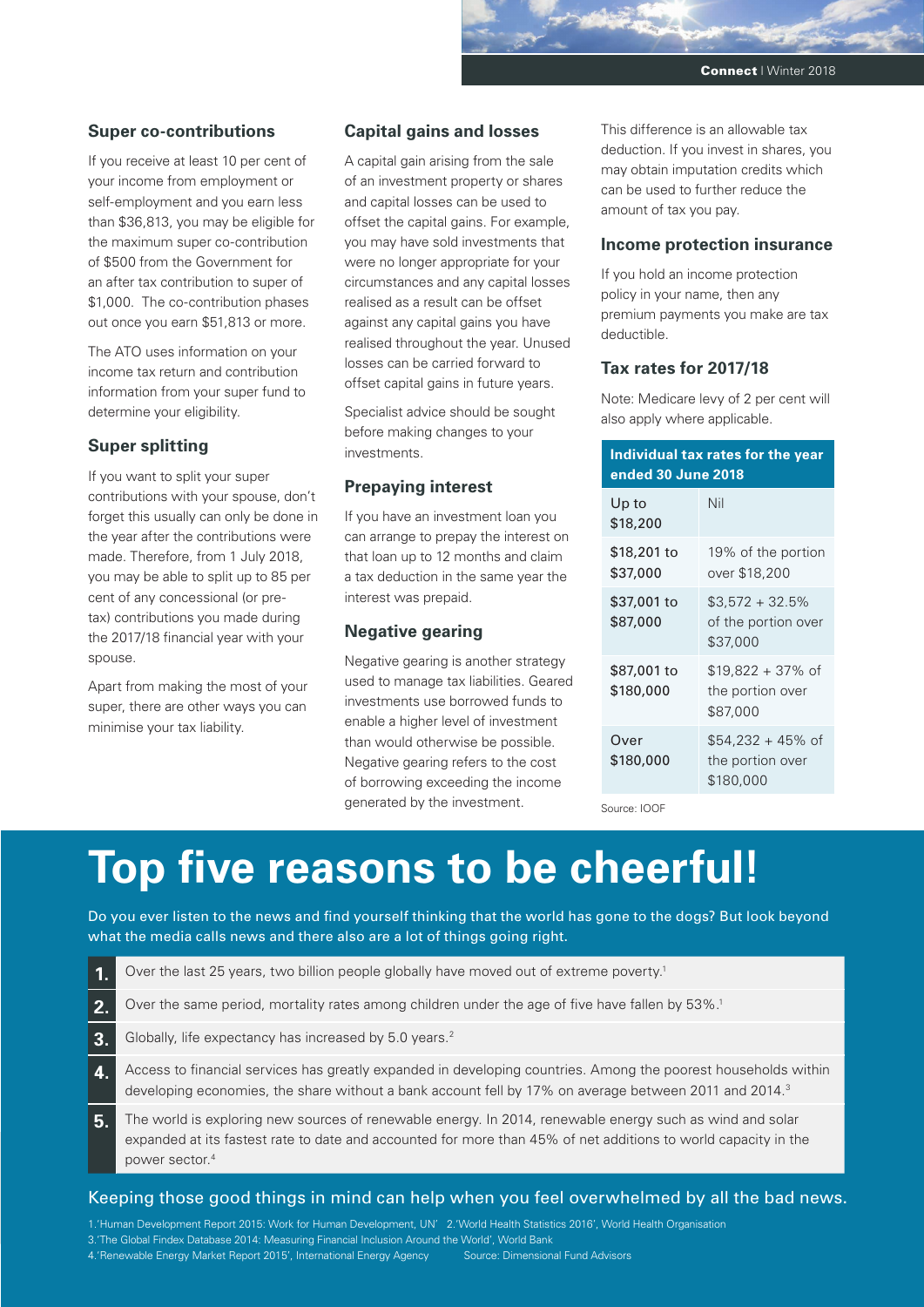## Super co-contributions

If you receive at least 10 per cent of your income from employment or self-employment and you earn less than $36,813, you may be eligible for the maximum super co-contribution of $500 from the Government for an after tax contribution to super of $1,000. The co-contribution phases out once you earn $51,813 or more.

The ATO uses information on your income tax return and contribution information from your super fund to determine your eligibility.

## Super splitting

If you want to split your super contributions with your spouse, don't forget this usually can only be done in the year after the contributions were made. Therefore, from 1 July 2018, you may be able to split up to 85 per cent of any concessional (or pre-tax) contributions you made during the 2017/18 financial year with your spouse.

Apart from making the most of your super, there are other ways you can minimise your tax liability.

## Capital gains and losses

A capital gain arising from the sale of an investment property or shares and capital losses can be used to offset the capital gains. For example, you may have sold investments that were no longer appropriate for your circumstances and any capital losses realised as a result can be offset against any capital gains you have realised throughout the year. Unused losses can be carried forward to offset capital gains in future years.

Specialist advice should be sought before making changes to your investments.

## Prepaying interest

If you have an investment loan you can arrange to prepay the interest on that loan up to 12 months and claim a tax deduction in the same year the interest was prepaid.

## Negative gearing

Negative gearing is another strategy used to manage tax liabilities. Geared investments use borrowed funds to enable a higher level of investment than would otherwise be possible. Negative gearing refers to the cost of borrowing exceeding the income generated by the investment. This difference is an allowable tax deduction. If you invest in shares, you may obtain imputation credits which can be used to further reduce the amount of tax you pay.

## Income protection insurance

If you hold an income protection policy in your name, then any premium payments you make are tax deductible.

## Tax rates for 2017/18

Note: Medicare levy of 2 per cent will also apply where applicable.

| Individual tax rates for the year ended 30 June 2018 | |
|---|---|
| Up to $18,200 | Nil |
| $18,201 to $37,000 | 19% of the portion over $18,200 |
| $37,001 to $87,000 | $3,572 + 32.5% of the portion over $37,000 |
| $87,001 to $180,000 | $19,822 + 37% of the portion over $87,000 |
| Over $180,000 | $54,232 + 45% of the portion over $180,000 |

Source: IOOF

# Top five reasons to be cheerful!

Do you ever listen to the news and find yourself thinking that the world has gone to the dogs? But look beyond what the media calls news and there also are a lot of things going right.

1. Over the last 25 years, two billion people globally have moved out of extreme poverty.[1]
2. Over the same period, mortality rates among children under the age of five have fallen by 53%.[1]
3. Globally, life expectancy has increased by 5.0 years.[2]
4. Access to financial services has greatly expanded in developing countries. Among the poorest households within developing economies, the share without a bank account fell by 17% on average between 2011 and 2014.[3]
5. The world is exploring new sources of renewable energy. In 2014, renewable energy such as wind and solar expanded at its fastest rate to date and accounted for more than 45% of net additions to world capacity in the power sector.[4]

Keeping those good things in mind can help when you feel overwhelmed by all the bad news.

1.'Human Development Report 2015: Work for Human Development, UN' 2.'World Health Statistics 2016', World Health Organisation
3.'The Global Findex Database 2014: Measuring Financial Inclusion Around the World', World Bank
4.'Renewable Energy Market Report 2015', International Energy Agency Source: Dimensional Fund Advisors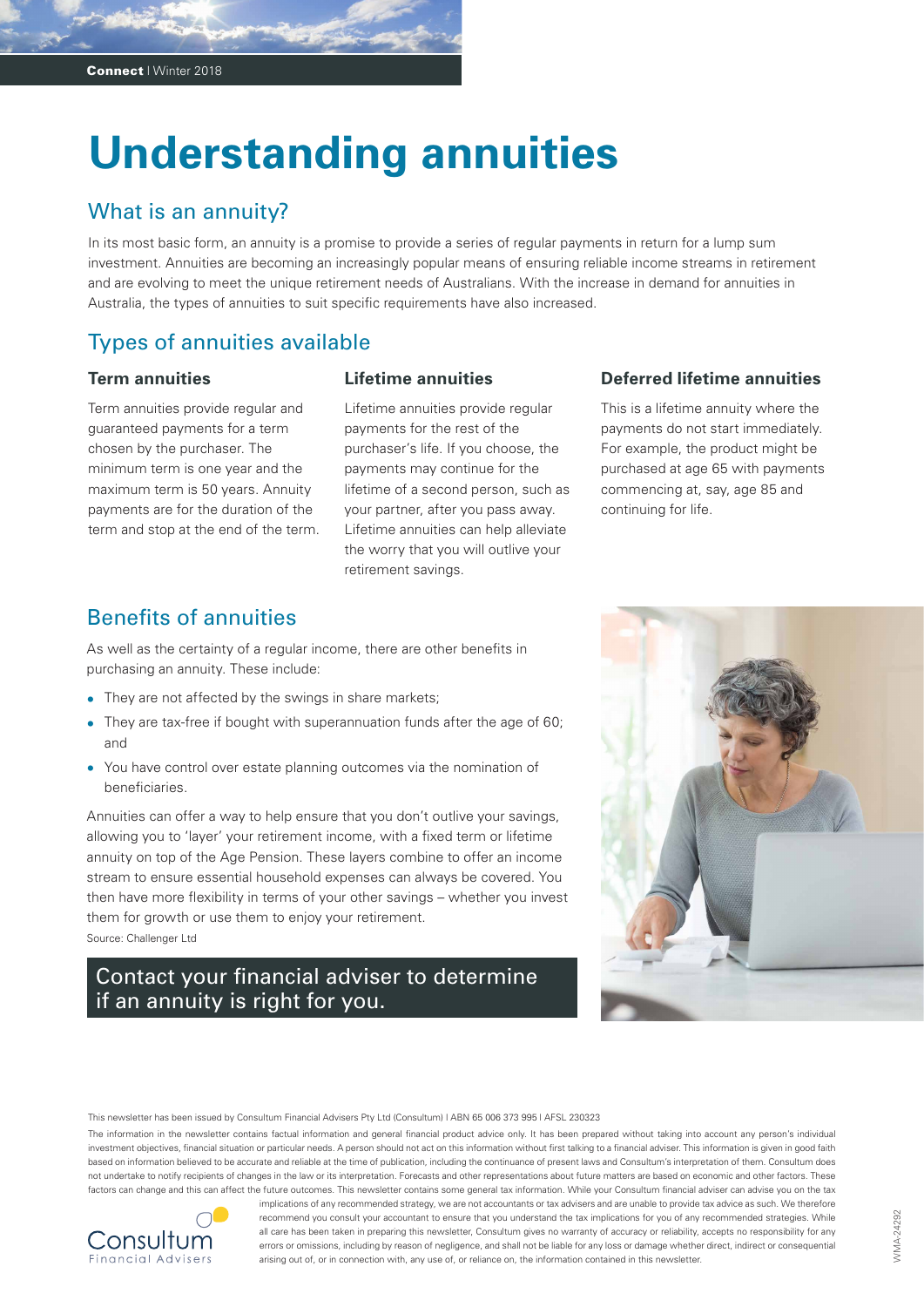# Understanding annuities

## What is an annuity?

In its most basic form, an annuity is a promise to provide a series of regular payments in return for a lump sum investment. Annuities are becoming an increasingly popular means of ensuring reliable income streams in retirement and are evolving to meet the unique retirement needs of Australians. With the increase in demand for annuities in Australia, the types of annuities to suit specific requirements have also increased.

## Types of annuities available

### Term annuities

Term annuities provide regular and guaranteed payments for a term chosen by the purchaser. The minimum term is one year and the maximum term is 50 years. Annuity payments are for the duration of the term and stop at the end of the term.

### Lifetime annuities

Lifetime annuities provide regular payments for the rest of the purchaser's life. If you choose, the payments may continue for the lifetime of a second person, such as your partner, after you pass away. Lifetime annuities can help alleviate the worry that you will outlive your retirement savings.

### Deferred lifetime annuities

This is a lifetime annuity where the payments do not start immediately. For example, the product might be purchased at age 65 with payments commencing at, say, age 85 and continuing for life.

## Benefits of annuities

As well as the certainty of a regular income, there are other benefits in purchasing an annuity. These include:

- They are not affected by the swings in share markets;
- They are tax-free if bought with superannuation funds after the age of 60; and
- You have control over estate planning outcomes via the nomination of beneficiaries.

Annuities can offer a way to help ensure that you don't outlive your savings, allowing you to 'layer' your retirement income, with a fixed term or lifetime annuity on top of the Age Pension. These layers combine to offer an income stream to ensure essential household expenses can always be covered. You then have more flexibility in terms of your other savings – whether you invest them for growth or use them to enjoy your retirement.

Source: Challenger Ltd

**Contact your financial adviser to determine if an annuity is right for you.**

This newsletter has been issued by Consultum Financial Advisers Pty Ltd (Consultum) I ABN 65 006 373 995 I AFSL 230323

The information in the newsletter contains factual information and general financial product advice only. It has been prepared without taking into account any person's individual investment objectives, financial situation or particular needs. A person should not act on this information without first talking to a financial adviser. This information is given in good faith based on information believed to be accurate and reliable at the time of publication, including the continuance of present laws and Consultum's interpretation of them. Consultum does not undertake to notify recipients of changes in the law or its interpretation. Forecasts and other representations about future matters are based on economic and other factors. These factors can change and this can affect the future outcomes. This newsletter contains some general tax information. While your Consultum financial adviser can advise you on the tax implications of any recommended strategy, we are not accountants or tax advisers and are unable to provide tax advice as such. We therefore recommend you consult your accountant to ensure that you understand the tax implications for you of any recommended strategies. While all care has been taken in preparing this newsletter, Consultum gives no warranty of accuracy or reliability, accepts no responsibility for any errors or omissions, including by reason of negligence, and shall not be liable for any loss or damage whether direct, indirect or consequential arising out of, or in connection with, any use of, or reliance on, the information contained in this newsletter.

Consultum Financial Advisers

WMA-24292